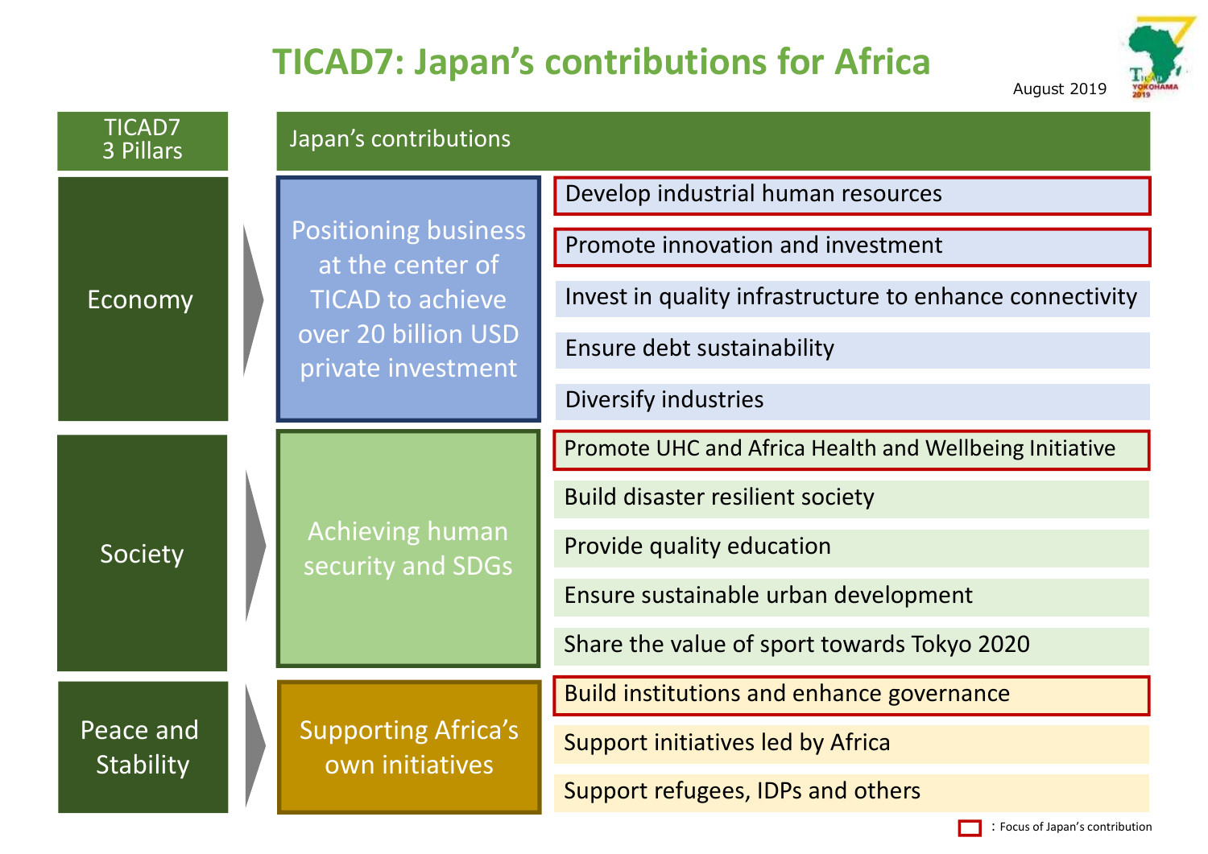# TICAD7: Japan's contributions for Africa

August 2019

| TICAD7 3 Pillars | Japan's contributions | |
|---|---|---|
| Economy | Positioning business at the center of TICAD to achieve over 20 billion USD private investment | **Develop industrial human resources** |
| | | **Promote innovation and investment** |
| | | Invest in quality infrastructure to enhance connectivity |
| | | Ensure debt sustainability |
| | | Diversify industries |
| Society | Achieving human security and SDGs | **Promote UHC and Africa Health and Wellbeing Initiative** |
| | | Build disaster resilient society |
| | | Provide quality education |
| | | Ensure sustainable urban development |
| | | Share the value of sport towards Tokyo 2020 |
| Peace and Stability | Supporting Africa's own initiatives | **Build institutions and enhance governance** |
| | | Support initiatives led by Africa |
| | | Support refugees, IDPs and others |

**Bold** (red box): Focus of Japan's contribution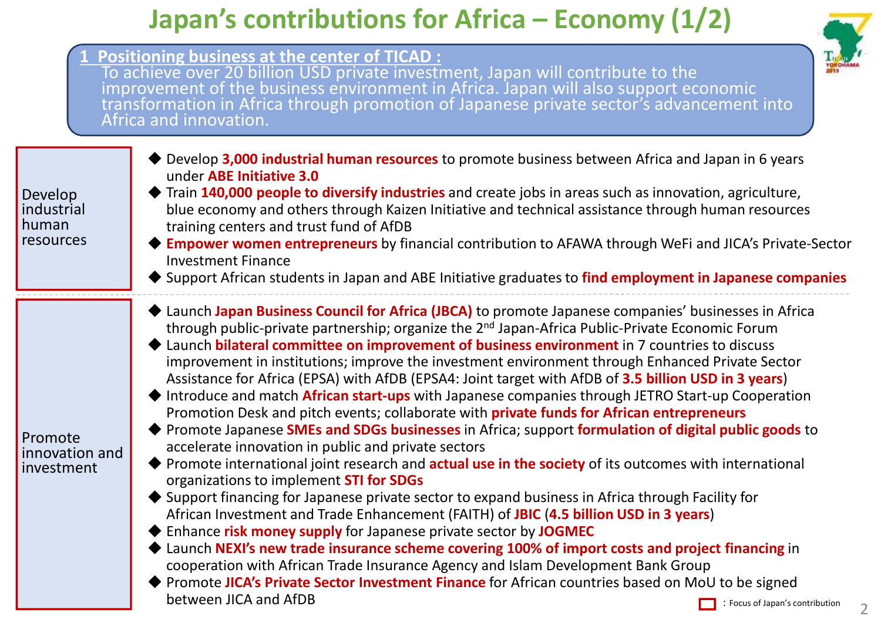# Japan's contributions for Africa – Economy (1/2)

**1 Positioning business at the center of TICAD :**

To achieve over 20 billion USD private investment, Japan will contribute to the improvement of the business environment in Africa. Japan will also support economic transformation in Africa through promotion of Japanese private sector's advancement into Africa and innovation.

| | |
|---|---|
| Develop industrial human resources | ◆ Develop **3,000 industrial human resources** to promote business between Africa and Japan in 6 years under **ABE Initiative 3.0**<br>◆ Train **140,000 people to diversify industries** and create jobs in areas such as innovation, agriculture, blue economy and others through Kaizen Initiative and technical assistance through human resources training centers and trust fund of AfDB<br>◆ **Empower women entrepreneurs** by financial contribution to AFAWA through WeFi and JICA's Private-Sector Investment Finance<br>◆ Support African students in Japan and ABE Initiative graduates to **find employment in Japanese companies** |
| Promote innovation and investment | ◆ Launch **Japan Business Council for Africa (JBCA)** to promote Japanese companies' businesses in Africa through public-private partnership; organize the 2nd Japan-Africa Public-Private Economic Forum<br>◆ Launch **bilateral committee on improvement of business environment** in 7 countries to discuss improvement in institutions; improve the investment environment through Enhanced Private Sector Assistance for Africa (EPSA) with AfDB (EPSA4: Joint target with AfDB of **3.5 billion USD in 3 years**)<br>◆ Introduce and match **African start-ups** with Japanese companies through JETRO Start-up Cooperation Promotion Desk and pitch events; collaborate with **private funds for African entrepreneurs**<br>◆ Promote Japanese **SMEs and SDGs businesses** in Africa; support **formulation of digital public goods** to accelerate innovation in public and private sectors<br>◆ Promote international joint research and **actual use in the society** of its outcomes with international organizations to implement **STI for SDGs**<br>◆ Support financing for Japanese private sector to expand business in Africa through Facility for African Investment and Trade Enhancement (FAITH) of **JBIC** (**4.5 billion USD in 3 years**)<br>◆ Enhance **risk money supply** for Japanese private sector by **JOGMEC**<br>◆ Launch **NEXI's new trade insurance scheme covering 100% of import costs and project financing** in cooperation with African Trade Insurance Agency and Islam Development Bank Group<br>◆ Promote **JICA's Private Sector Investment Finance** for African countries based on MoU to be signed between JICA and AfDB |

□ : Focus of Japan's contribution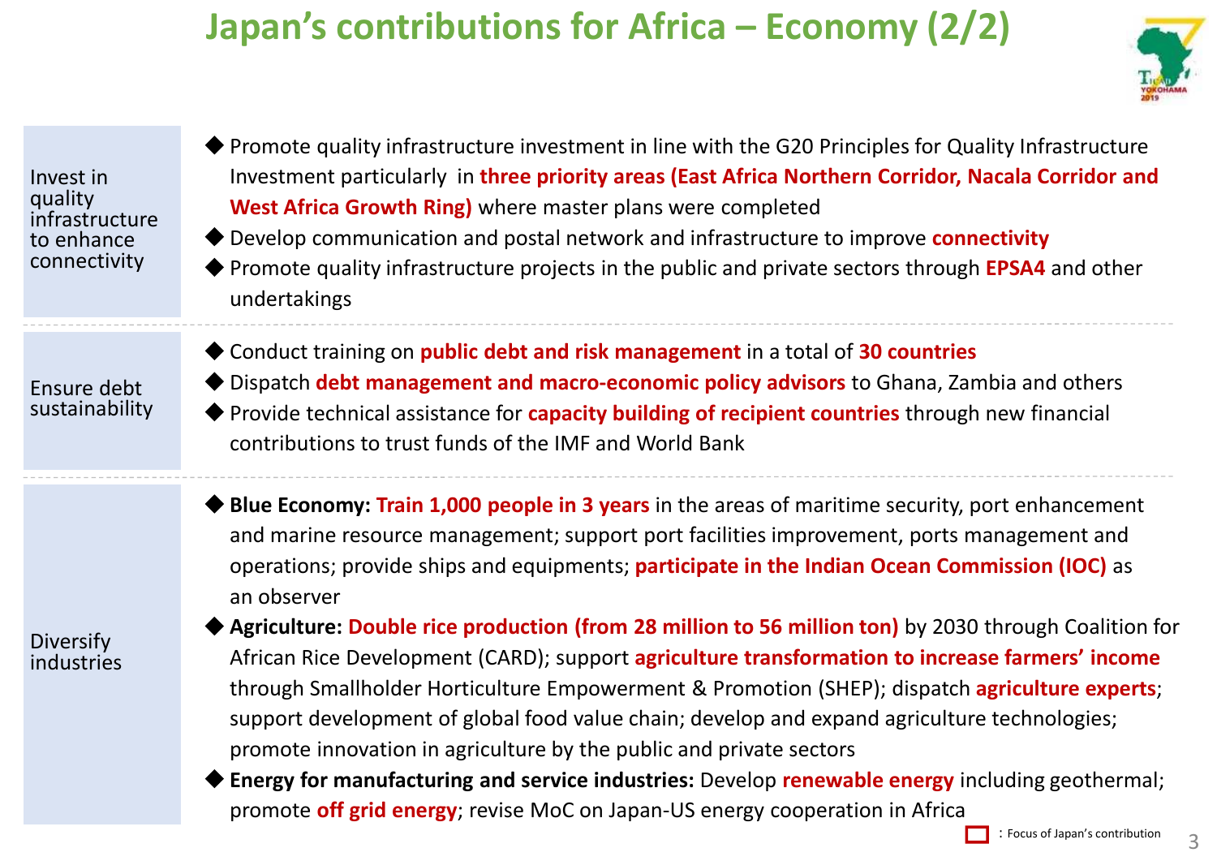# Japan's contributions for Africa – Economy (2/2)

| | |
|---|---|
| Invest in quality infrastructure to enhance connectivity | ◆ Promote quality infrastructure investment in line with the G20 Principles for Quality Infrastructure Investment particularly in **three priority areas (East Africa Northern Corridor, Nacala Corridor and West Africa Growth Ring)** where master plans were completed<br>◆ Develop communication and postal network and infrastructure to improve **connectivity**<br>◆ Promote quality infrastructure projects in the public and private sectors through **EPSA4** and other undertakings |
| Ensure debt sustainability | ◆ Conduct training on **public debt and risk management** in a total of **30 countries**<br>◆ Dispatch **debt management and macro-economic policy advisors** to Ghana, Zambia and others<br>◆ Provide technical assistance for **capacity building of recipient countries** through new financial contributions to trust funds of the IMF and World Bank |
| Diversify industries | ◆ **Blue Economy: Train 1,000 people in 3 years** in the areas of maritime security, port enhancement and marine resource management; support port facilities improvement, ports management and operations; provide ships and equipments; **participate in the Indian Ocean Commission (IOC)** as an observer<br>◆ **Agriculture: Double rice production (from 28 million to 56 million ton)** by 2030 through Coalition for African Rice Development (CARD); support **agriculture transformation to increase farmers' income** through Smallholder Horticulture Empowerment & Promotion (SHEP); dispatch **agriculture experts**; support development of global food value chain; develop and expand agriculture technologies; promote innovation in agriculture by the public and private sectors<br>◆ **Energy for manufacturing and service industries:** Develop **renewable energy** including geothermal; promote **off grid energy**; revise MoC on Japan-US energy cooperation in Africa |

: Focus of Japan's contribution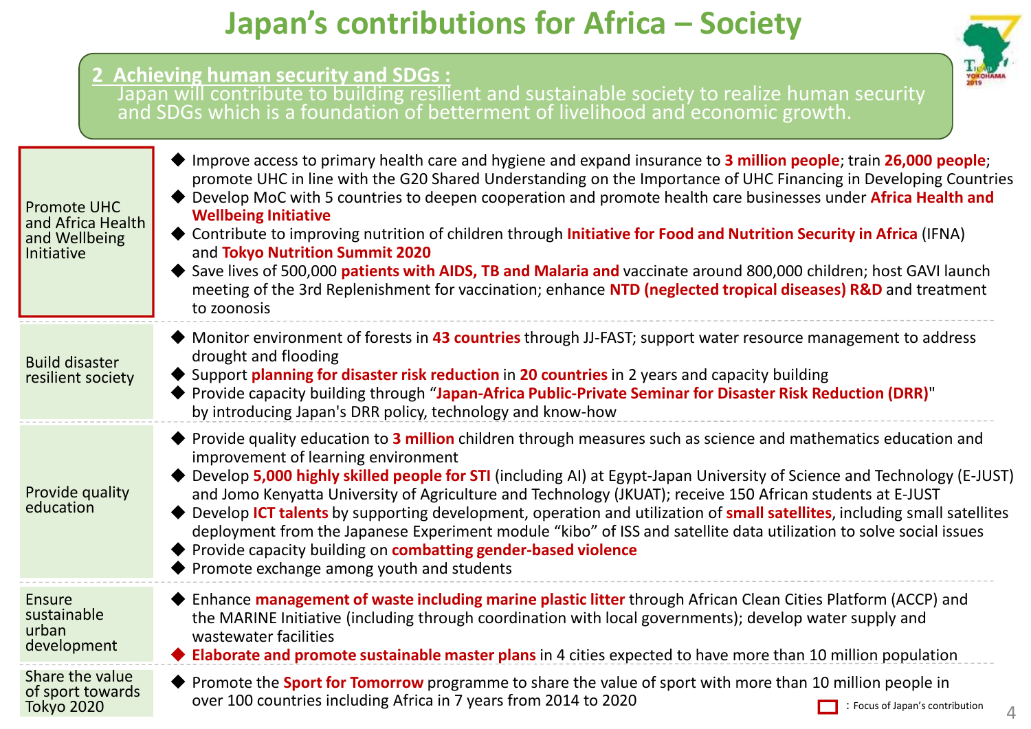# Japan's contributions for Africa – Society

## 2 Achieving human security and SDGs :

Japan will contribute to building resilient and sustainable society to realize human security and SDGs which is a foundation of betterment of livelihood and economic growth.

| Area | Contributions |
| --- | --- |
| Promote UHC and Africa Health and Wellbeing Initiative | ◆ Improve access to primary health care and hygiene and expand insurance to **3 million people**; train **26,000 people**; promote UHC in line with the G20 Shared Understanding on the Importance of UHC Financing in Developing Countries<br>◆ Develop MoC with 5 countries to deepen cooperation and promote health care businesses under **Africa Health and Wellbeing Initiative**<br>◆ Contribute to improving nutrition of children through **Initiative for Food and Nutrition Security in Africa** (IFNA) and **Tokyo Nutrition Summit 2020**<br>◆ Save lives of 500,000 **patients with AIDS, TB and Malaria and** vaccinate around 800,000 children; host GAVI launch meeting of the 3rd Replenishment for vaccination; enhance **NTD (neglected tropical diseases) R&D** and treatment to zoonosis |
| Build disaster resilient society | ◆ Monitor environment of forests in **43 countries** through JJ-FAST; support water resource management to address drought and flooding<br>◆ Support **planning for disaster risk reduction** in **20 countries** in 2 years and capacity building<br>◆ Provide capacity building through "**Japan-Africa Public-Private Seminar for Disaster Risk Reduction (DRR)**" by introducing Japan's DRR policy, technology and know-how |
| Provide quality education | ◆ Provide quality education to **3 million** children through measures such as science and mathematics education and improvement of learning environment<br>◆ Develop **5,000 highly skilled people for STI** (including AI) at Egypt-Japan University of Science and Technology (E-JUST) and Jomo Kenyatta University of Agriculture and Technology (JKUAT); receive 150 African students at E-JUST<br>◆ Develop **ICT talents** by supporting development, operation and utilization of **small satellites**, including small satellites deployment from the Japanese Experiment module "kibo" of ISS and satellite data utilization to solve social issues<br>◆ Provide capacity building on **combatting gender-based violence**<br>◆ Promote exchange among youth and students |
| Ensure sustainable urban development | ◆ Enhance **management of waste including marine plastic litter** through African Clean Cities Platform (ACCP) and the MARINE Initiative (including through coordination with local governments); develop water supply and wastewater facilities<br>◆ **Elaborate and promote sustainable master plans** in 4 cities expected to have more than 10 million population |
| Share the value of sport towards Tokyo 2020 | ◆ Promote the **Sport for Tomorrow** programme to share the value of sport with more than 10 million people in over 100 countries including Africa in 7 years from 2014 to 2020 |

□ : Focus of Japan's contribution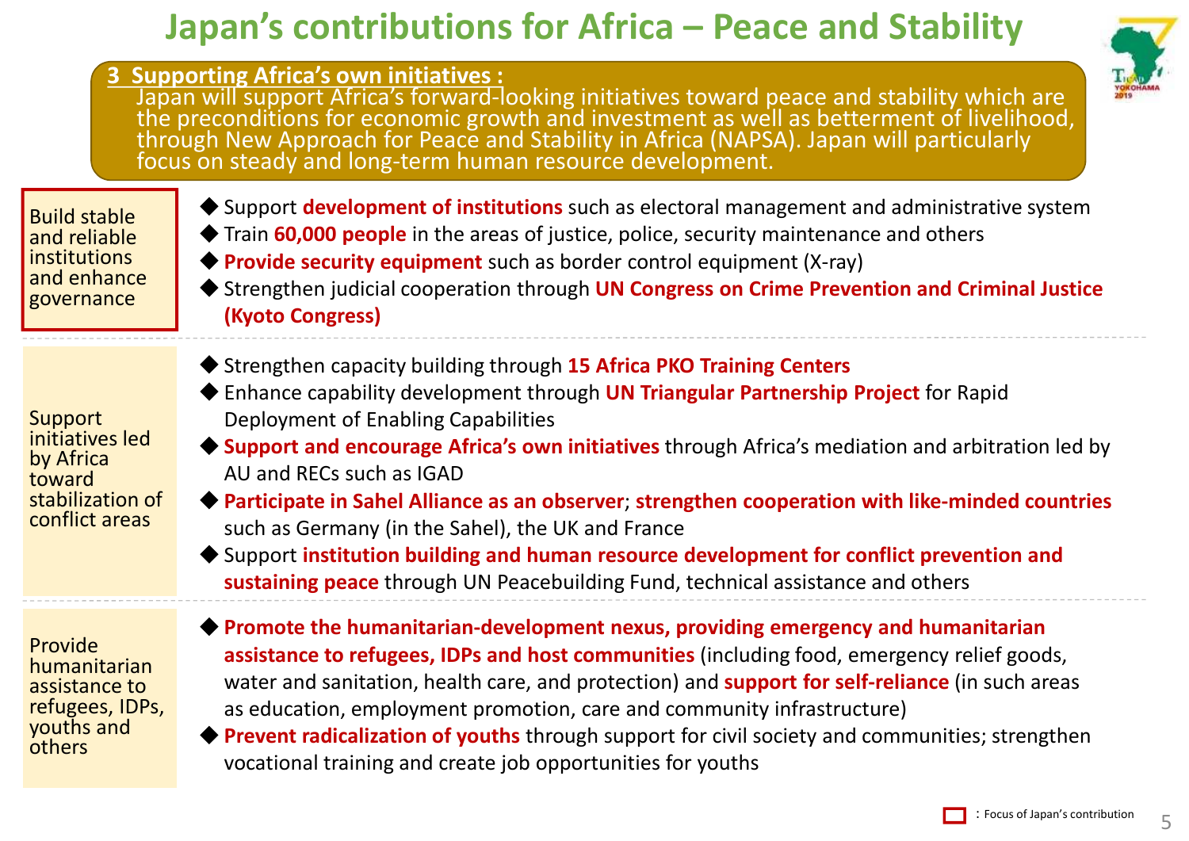# Japan's contributions for Africa – Peace and Stability

## 3 Supporting Africa's own initiatives :

Japan will support Africa's forward-looking initiatives toward peace and stability which are the preconditions for economic growth and investment as well as betterment of livelihood, through New Approach for Peace and Stability in Africa (NAPSA). Japan will particularly focus on steady and long-term human resource development.

### Build stable and reliable institutions and enhance governance

- Support **development of institutions** such as electoral management and administrative system
- Train **60,000 people** in the areas of justice, police, security maintenance and others
- **Provide security equipment** such as border control equipment (X-ray)
- Strengthen judicial cooperation through **UN Congress on Crime Prevention and Criminal Justice (Kyoto Congress)**

### Support initiatives led by Africa toward stabilization of conflict areas

- Strengthen capacity building through **15 Africa PKO Training Centers**
- Enhance capability development through **UN Triangular Partnership Project** for Rapid Deployment of Enabling Capabilities
- **Support and encourage Africa's own initiatives** through Africa's mediation and arbitration led by AU and RECs such as IGAD
- **Participate in Sahel Alliance as an observer**; **strengthen cooperation with like-minded countries** such as Germany (in the Sahel), the UK and France
- Support **institution building and human resource development for conflict prevention and sustaining peace** through UN Peacebuilding Fund, technical assistance and others

### Provide humanitarian assistance to refugees, IDPs, youths and others

- **Promote the humanitarian-development nexus, providing emergency and humanitarian assistance to refugees, IDPs and host communities** (including food, emergency relief goods, water and sanitation, health care, and protection) and **support for self-reliance** (in such areas as education, employment promotion, care and community infrastructure)
- **Prevent radicalization of youths** through support for civil society and communities; strengthen vocational training and create job opportunities for youths

□ : Focus of Japan's contribution